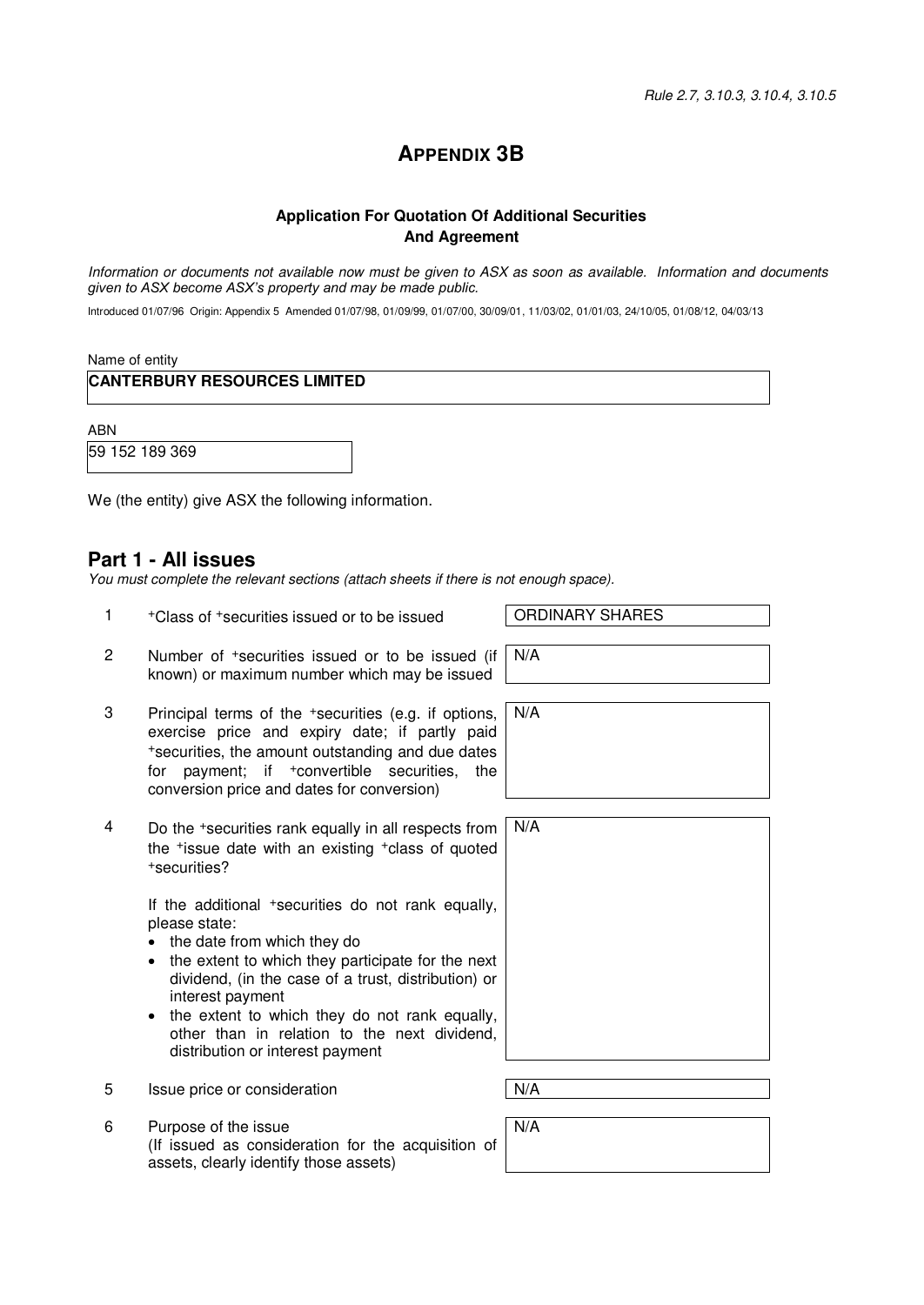*Rule 2.7, 3.10.3, 3.10.4, 3.10.5*

# APPENDIX 3B

### Application For Quotation Of Additional Securities And Agreement

*Information or documents not available now must be given to ASX as soon as available. Information and documents given to ASX become ASX's property and may be made public.*

Introduced 01/07/96 Origin: Appendix 5 Amended 01/07/98, 01/09/99, 01/07/00, 30/09/01, 11/03/02, 01/01/03, 24/10/05, 01/08/12, 04/03/13

Name of entity

**CANTERBURY RESOURCES LIMITED**

ABN

59 152 189 369

We (the entity) give ASX the following information.

## Part 1 - All issues

*You must complete the relevant sections (attach sheets if there is not enough space).*

| | | |
|---|---|---|
| 1 | +Class of +securities issued or to be issued | ORDINARY SHARES |
| 2 | Number of +securities issued or to be issued (if known) or maximum number which may be issued | N/A |
| 3 | Principal terms of the +securities (e.g. if options, exercise price and expiry date; if partly paid +securities, the amount outstanding and due dates for payment; if +convertible securities, the conversion price and dates for conversion) | N/A |
| 4 | Do the +securities rank equally in all respects from the +issue date with an existing +class of quoted +securities?<br><br>If the additional +securities do not rank equally, please state:<br>• the date from which they do<br>• the extent to which they participate for the next dividend, (in the case of a trust, distribution) or interest payment<br>• the extent to which they do not rank equally, other than in relation to the next dividend, distribution or interest payment | N/A |
| 5 | Issue price or consideration | N/A |
| 6 | Purpose of the issue<br>(If issued as consideration for the acquisition of assets, clearly identify those assets) | N/A |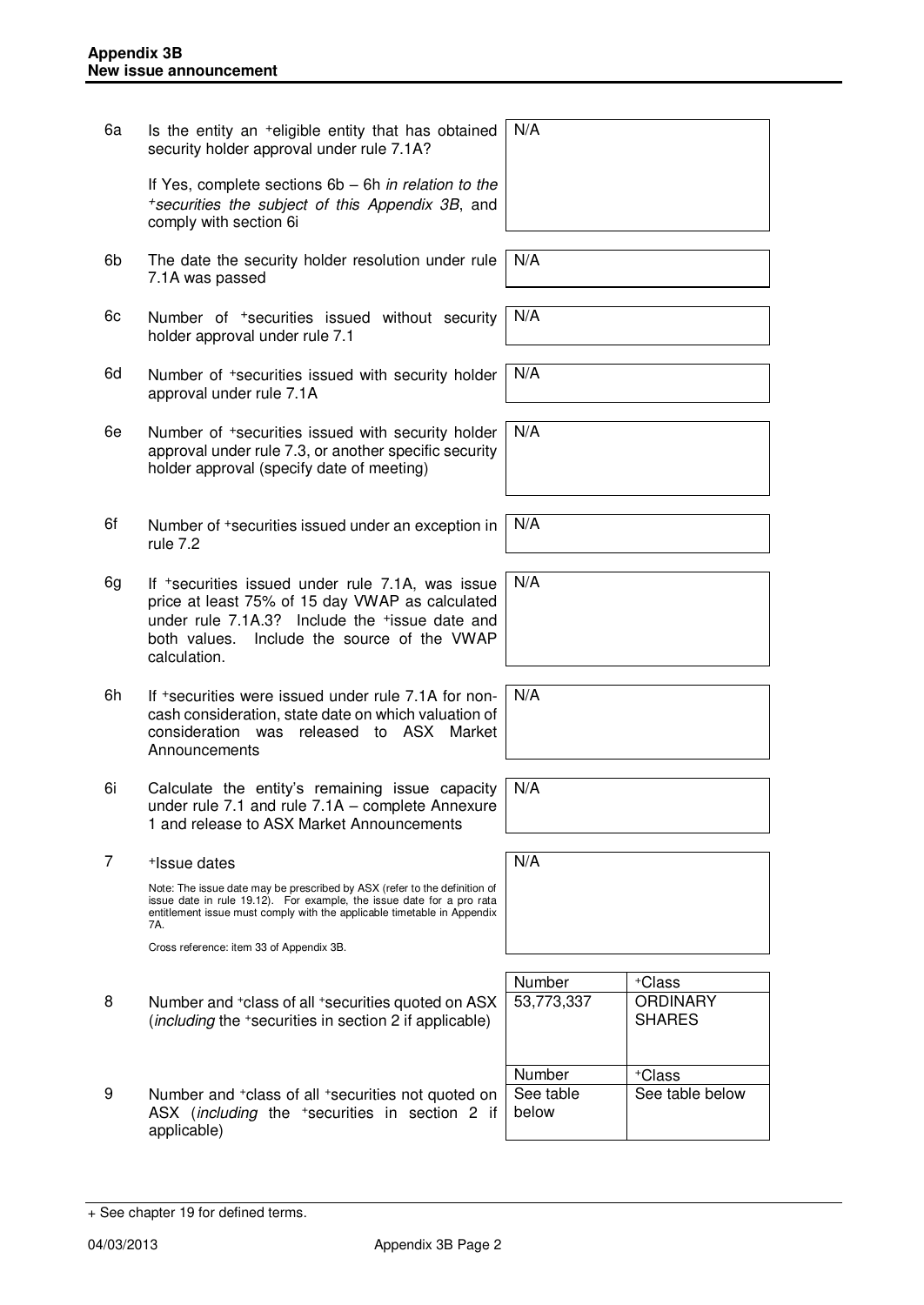| | | |
|---|---|---|
| 6a | Is the entity an +eligible entity that has obtained security holder approval under rule 7.1A?<br><br>If Yes, complete sections 6b – 6h *in relation to the +securities the subject of this Appendix 3B*, and comply with section 6i | N/A |
| 6b | The date the security holder resolution under rule 7.1A was passed | N/A |
| 6c | Number of +securities issued without security holder approval under rule 7.1 | N/A |
| 6d | Number of +securities issued with security holder approval under rule 7.1A | N/A |
| 6e | Number of +securities issued with security holder approval under rule 7.3, or another specific security holder approval (specify date of meeting) | N/A |
| 6f | Number of +securities issued under an exception in rule 7.2 | N/A |
| 6g | If +securities issued under rule 7.1A, was issue price at least 75% of 15 day VWAP as calculated under rule 7.1A.3? Include the +issue date and both values. Include the source of the VWAP calculation. | N/A |
| 6h | If +securities were issued under rule 7.1A for non-cash consideration, state date on which valuation of consideration was released to ASX Market Announcements | N/A |
| 6i | Calculate the entity's remaining issue capacity under rule 7.1 and rule 7.1A – complete Annexure 1 and release to ASX Market Announcements | N/A |
| 7 | +Issue dates<br><br>Note: The issue date may be prescribed by ASX (refer to the definition of issue date in rule 19.12). For example, the issue date for a pro rata entitlement issue must comply with the applicable timetable in Appendix 7A.<br><br>Cross reference: item 33 of Appendix 3B. | N/A |

| | | Number | +Class |
|---|---|---|---|
| 8 | Number and +class of all +securities quoted on ASX (*including* the +securities in section 2 if applicable) | 53,773,337 | ORDINARY SHARES |

| | | Number | +Class |
|---|---|---|---|
| 9 | Number and +class of all +securities not quoted on ASX (*including* the +securities in section 2 if applicable) | See table below | See table below |

+ See chapter 19 for defined terms.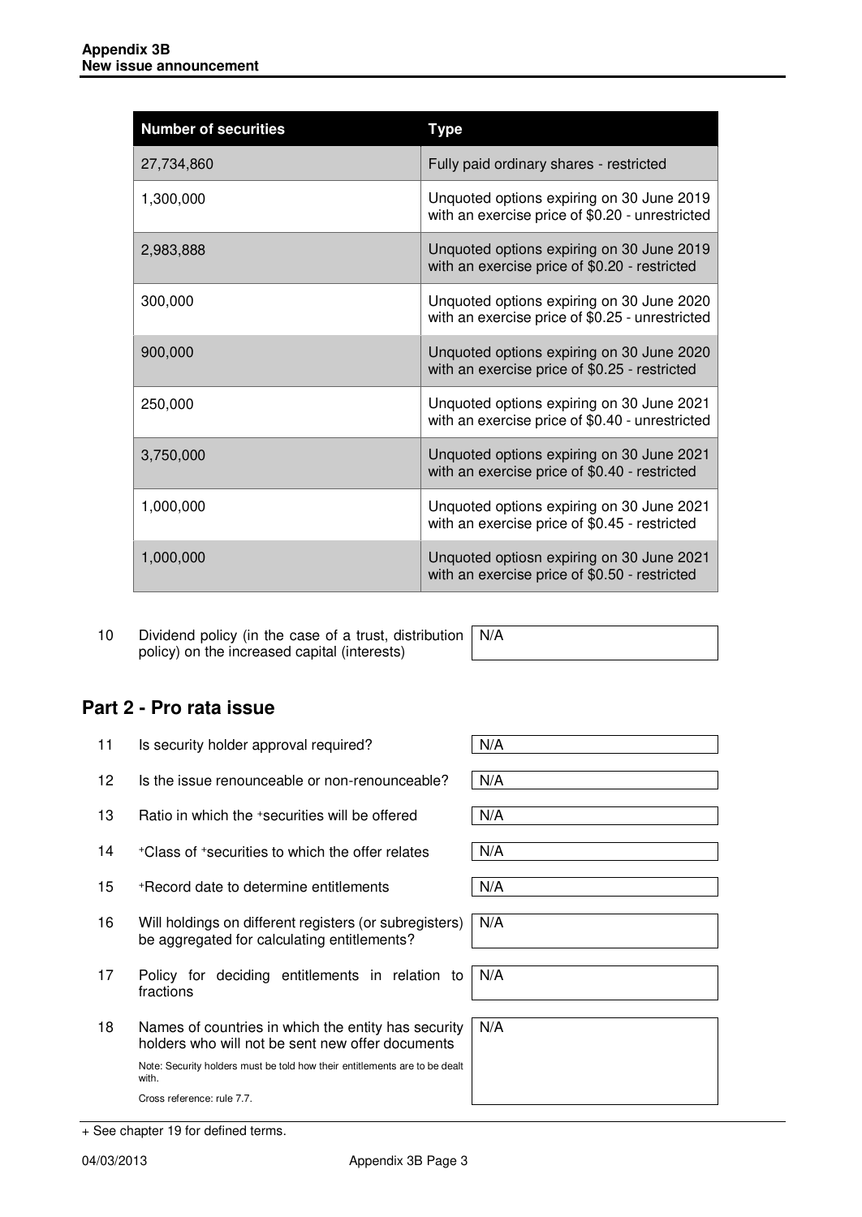| Number of securities | Type |
|---|---|
| 27,734,860 | Fully paid ordinary shares - restricted |
| 1,300,000 | Unquoted options expiring on 30 June 2019 with an exercise price of $0.20 - unrestricted |
| 2,983,888 | Unquoted options expiring on 30 June 2019 with an exercise price of $0.20 - restricted |
| 300,000 | Unquoted options expiring on 30 June 2020 with an exercise price of $0.25 - unrestricted |
| 900,000 | Unquoted options expiring on 30 June 2020 with an exercise price of $0.25 - restricted |
| 250,000 | Unquoted options expiring on 30 June 2021 with an exercise price of $0.40 - unrestricted |
| 3,750,000 | Unquoted options expiring on 30 June 2021 with an exercise price of $0.40 - restricted |
| 1,000,000 | Unquoted options expiring on 30 June 2021 with an exercise price of $0.45 - restricted |
| 1,000,000 | Unquoted optiosn expiring on 30 June 2021 with an exercise price of $0.50 - restricted |

| | | |
|---|---|---|
| 10 | Dividend policy (in the case of a trust, distribution policy) on the increased capital (interests) | N/A |

## Part 2 - Pro rata issue

| | | |
|---|---|---|
| 11 | Is security holder approval required? | N/A |
| 12 | Is the issue renounceable or non-renounceable? | N/A |
| 13 | Ratio in which the +securities will be offered | N/A |
| 14 | +Class of +securities to which the offer relates | N/A |
| 15 | +Record date to determine entitlements | N/A |
| 16 | Will holdings on different registers (or subregisters) be aggregated for calculating entitlements? | N/A |
| 17 | Policy for deciding entitlements in relation to fractions | N/A |
| 18 | Names of countries in which the entity has security holders who will not be sent new offer documents<br><br>Note: Security holders must be told how their entitlements are to be dealt with.<br><br>Cross reference: rule 7.7. | N/A |

+ See chapter 19 for defined terms.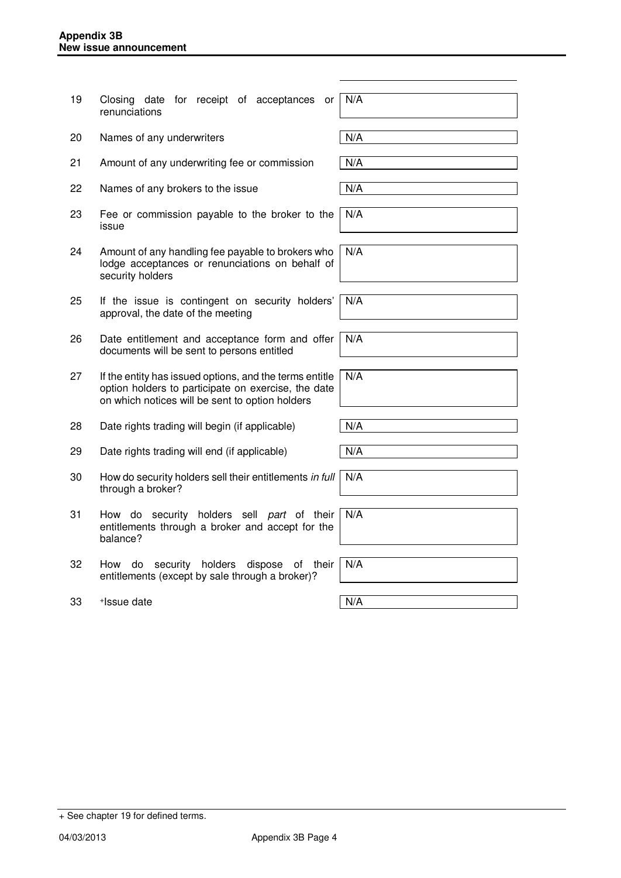| | | |
|---|---|---|
| 19 | Closing date for receipt of acceptances or renunciations | N/A |
| 20 | Names of any underwriters | N/A |
| 21 | Amount of any underwriting fee or commission | N/A |
| 22 | Names of any brokers to the issue | N/A |
| 23 | Fee or commission payable to the broker to the issue | N/A |
| 24 | Amount of any handling fee payable to brokers who lodge acceptances or renunciations on behalf of security holders | N/A |
| 25 | If the issue is contingent on security holders' approval, the date of the meeting | N/A |
| 26 | Date entitlement and acceptance form and offer documents will be sent to persons entitled | N/A |
| 27 | If the entity has issued options, and the terms entitle option holders to participate on exercise, the date on which notices will be sent to option holders | N/A |
| 28 | Date rights trading will begin (if applicable) | N/A |
| 29 | Date rights trading will end (if applicable) | N/A |
| 30 | How do security holders sell their entitlements *in full* through a broker? | N/A |
| 31 | How do security holders sell *part* of their entitlements through a broker and accept for the balance? | N/A |
| 32 | How do security holders dispose of their entitlements (except by sale through a broker)? | N/A |
| 33 | +Issue date | N/A |

+ See chapter 19 for defined terms.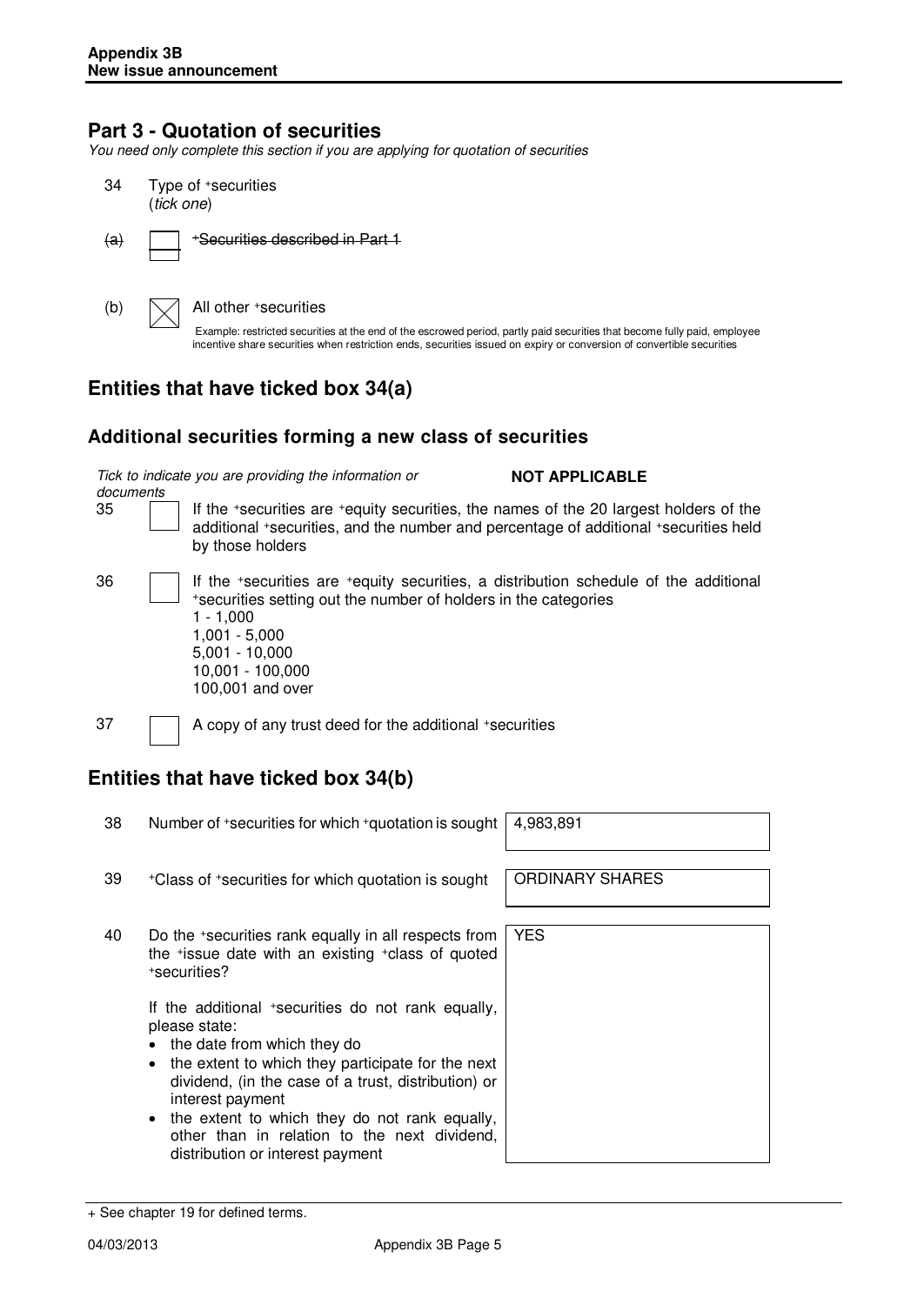## Part 3 - Quotation of securities

*You need only complete this section if you are applying for quotation of securities*

34 Type of +securities
(*tick one*)

~~(a)~~ ☐ ~~+Securities described in Part 1~~

(b) ☒ All other +securities

Example: restricted securities at the end of the escrowed period, partly paid securities that become fully paid, employee incentive share securities when restriction ends, securities issued on expiry or conversion of convertible securities

## Entities that have ticked box 34(a)

### Additional securities forming a new class of securities

*Tick to indicate you are providing the information or documents* **NOT APPLICABLE**

35 ☐ If the +securities are +equity securities, the names of the 20 largest holders of the additional +securities, and the number and percentage of additional +securities held by those holders

36 ☐ If the +securities are +equity securities, a distribution schedule of the additional +securities setting out the number of holders in the categories
1 - 1,000
1,001 - 5,000
5,001 - 10,000
10,001 - 100,000
100,001 and over

37 ☐ A copy of any trust deed for the additional +securities

## Entities that have ticked box 34(b)

| | | |
|---|---|---|
| 38 | Number of +securities for which +quotation is sought | 4,983,891 |
| 39 | +Class of +securities for which quotation is sought | ORDINARY SHARES |
| 40 | Do the +securities rank equally in all respects from the +issue date with an existing +class of quoted +securities?<br><br>If the additional +securities do not rank equally, please state:<br>• the date from which they do<br>• the extent to which they participate for the next dividend, (in the case of a trust, distribution) or interest payment<br>• the extent to which they do not rank equally, other than in relation to the next dividend, distribution or interest payment | YES |

+ See chapter 19 for defined terms.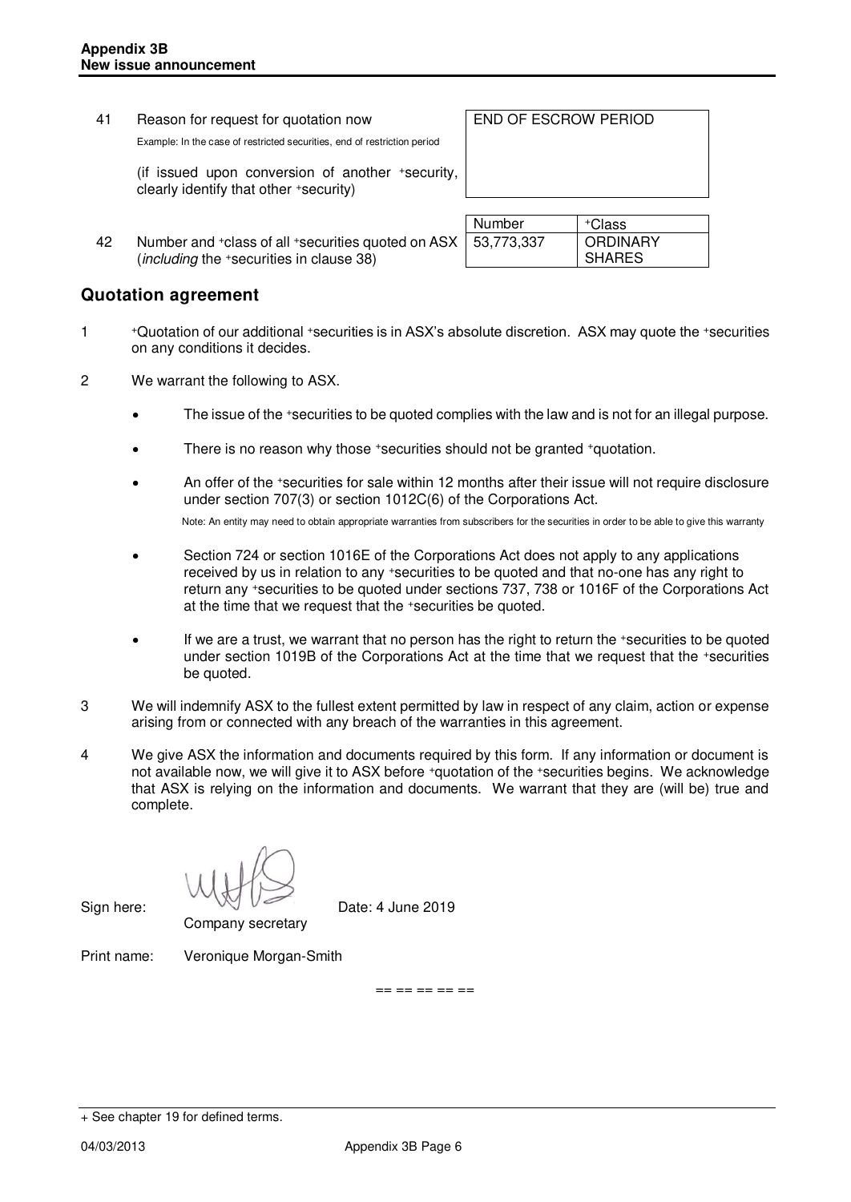41 Reason for request for quotation now

Example: In the case of restricted securities, end of restriction period

(if issued upon conversion of another +security, clearly identify that other +security)

| |
|---|
| END OF ESCROW PERIOD |

42 Number and +class of all +securities quoted on ASX (*including* the +securities in clause 38)

| Number | +Class |
|---|---|
| 53,773,337 | ORDINARY SHARES |

## Quotation agreement

1 +Quotation of our additional +securities is in ASX's absolute discretion. ASX may quote the +securities on any conditions it decides.

2 We warrant the following to ASX.

- The issue of the +securities to be quoted complies with the law and is not for an illegal purpose.
- There is no reason why those +securities should not be granted +quotation.
- An offer of the +securities for sale within 12 months after their issue will not require disclosure under section 707(3) or section 1012C(6) of the Corporations Act.

  Note: An entity may need to obtain appropriate warranties from subscribers for the securities in order to be able to give this warranty
- Section 724 or section 1016E of the Corporations Act does not apply to any applications received by us in relation to any +securities to be quoted and that no-one has any right to return any +securities to be quoted under sections 737, 738 or 1016F of the Corporations Act at the time that we request that the +securities be quoted.
- If we are a trust, we warrant that no person has the right to return the +securities to be quoted under section 1019B of the Corporations Act at the time that we request that the +securities be quoted.

3 We will indemnify ASX to the fullest extent permitted by law in respect of any claim, action or expense arising from or connected with any breach of the warranties in this agreement.

4 We give ASX the information and documents required by this form. If any information or document is not available now, we will give it to ASX before +quotation of the +securities begins. We acknowledge that ASX is relying on the information and documents. We warrant that they are (will be) true and complete.

Sign here: Company secretary Date: 4 June 2019

Print name: Veronique Morgan-Smith

== == == == ==

+ See chapter 19 for defined terms.